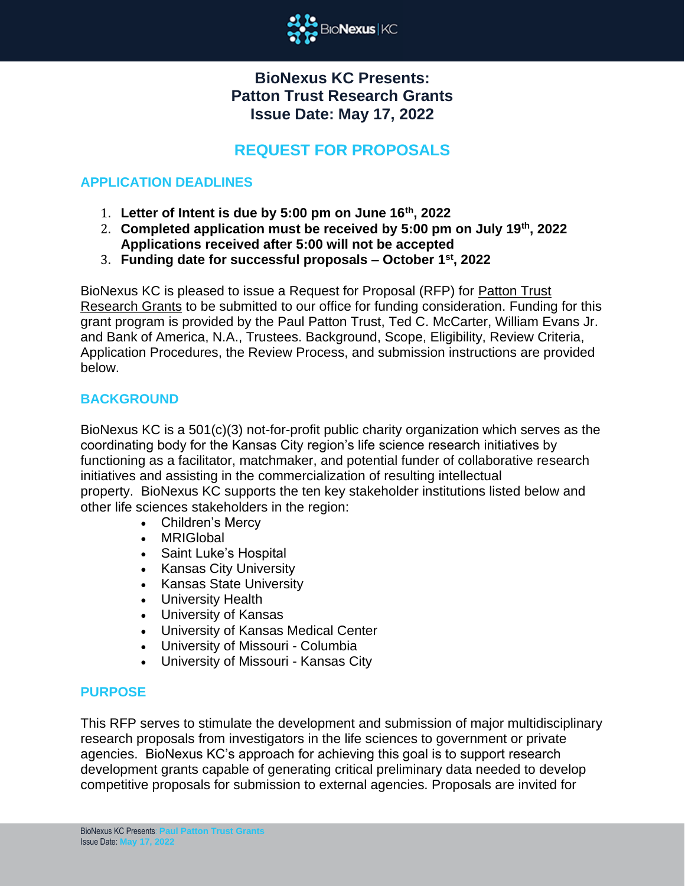# BioNexus KC Presents:
# Patton Trust Research Grants
# Issue Date: May 17, 2022

## REQUEST FOR PROPOSALS

### APPLICATION DEADLINES

1. **Letter of Intent is due by 5:00 pm on June 16th, 2022**
2. **Completed application must be received by 5:00 pm on July 19th, 2022 Applications received after 5:00 will not be accepted**
3. **Funding date for successful proposals – October 1st, 2022**

BioNexus KC is pleased to issue a Request for Proposal (RFP) for Patton Trust Research Grants to be submitted to our office for funding consideration. Funding for this grant program is provided by the Paul Patton Trust, Ted C. McCarter, William Evans Jr. and Bank of America, N.A., Trustees. Background, Scope, Eligibility, Review Criteria, Application Procedures, the Review Process, and submission instructions are provided below.

### BACKGROUND

BioNexus KC is a 501(c)(3) not-for-profit public charity organization which serves as the coordinating body for the Kansas City region's life science research initiatives by functioning as a facilitator, matchmaker, and potential funder of collaborative research initiatives and assisting in the commercialization of resulting intellectual property. BioNexus KC supports the ten key stakeholder institutions listed below and other life sciences stakeholders in the region:

- Children's Mercy
- MRIGlobal
- Saint Luke's Hospital
- Kansas City University
- Kansas State University
- University Health
- University of Kansas
- University of Kansas Medical Center
- University of Missouri - Columbia
- University of Missouri - Kansas City

### PURPOSE

This RFP serves to stimulate the development and submission of major multidisciplinary research proposals from investigators in the life sciences to government or private agencies. BioNexus KC's approach for achieving this goal is to support research development grants capable of generating critical preliminary data needed to develop competitive proposals for submission to external agencies. Proposals are invited for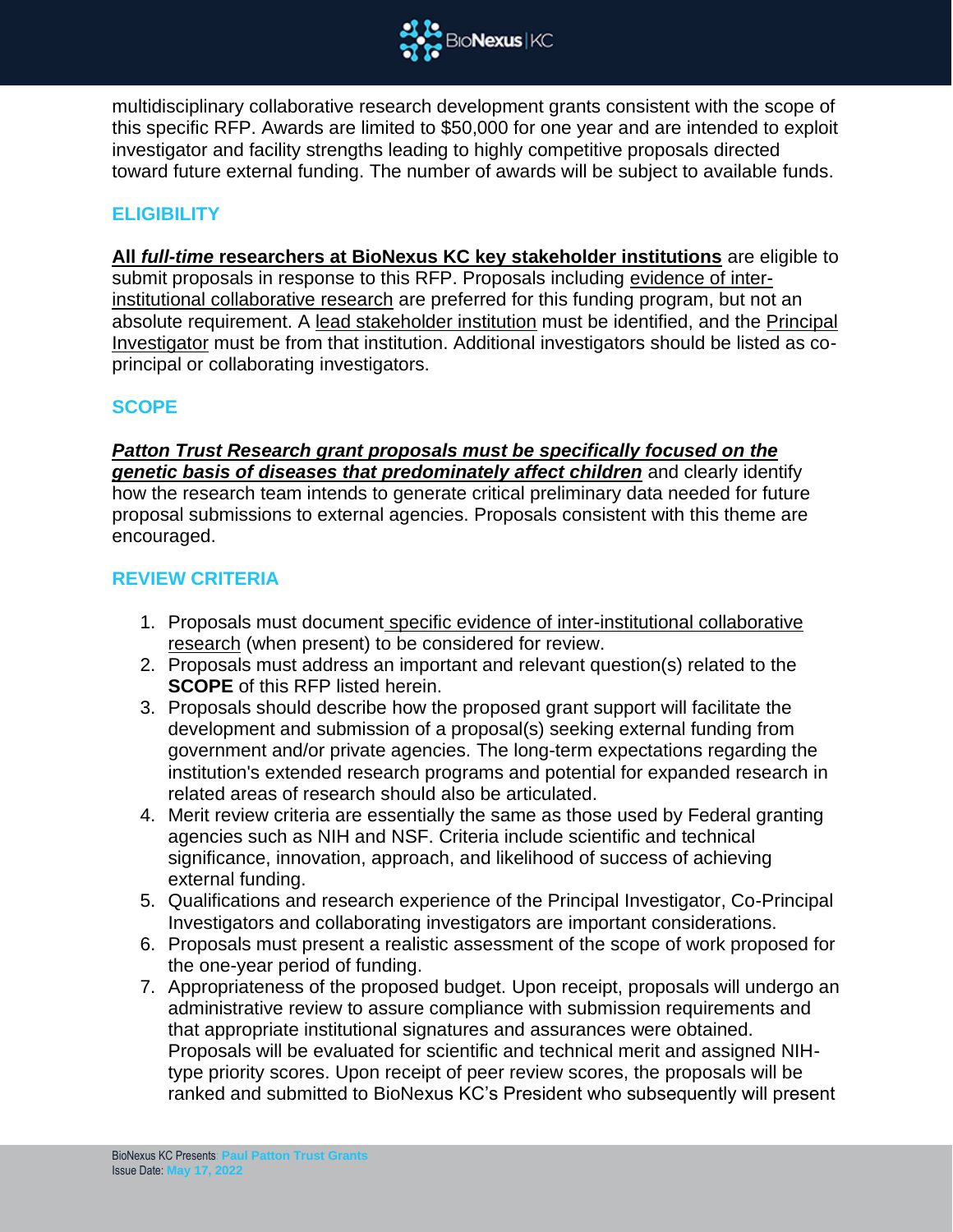multidisciplinary collaborative research development grants consistent with the scope of this specific RFP. Awards are limited to $50,000 for one year and are intended to exploit investigator and facility strengths leading to highly competitive proposals directed toward future external funding. The number of awards will be subject to available funds.

## ELIGIBILITY

**All *full-time* researchers at BioNexus KC key stakeholder institutions** are eligible to submit proposals in response to this RFP. Proposals including evidence of inter-institutional collaborative research are preferred for this funding program, but not an absolute requirement. A lead stakeholder institution must be identified, and the Principal Investigator must be from that institution. Additional investigators should be listed as co-principal or collaborating investigators.

## SCOPE

***Patton Trust Research grant proposals must be specifically focused on the genetic basis of diseases that predominately affect children*** and clearly identify how the research team intends to generate critical preliminary data needed for future proposal submissions to external agencies. Proposals consistent with this theme are encouraged.

## REVIEW CRITERIA

1. Proposals must document specific evidence of inter-institutional collaborative research (when present) to be considered for review.
2. Proposals must address an important and relevant question(s) related to the **SCOPE** of this RFP listed herein.
3. Proposals should describe how the proposed grant support will facilitate the development and submission of a proposal(s) seeking external funding from government and/or private agencies. The long-term expectations regarding the institution's extended research programs and potential for expanded research in related areas of research should also be articulated.
4. Merit review criteria are essentially the same as those used by Federal granting agencies such as NIH and NSF. Criteria include scientific and technical significance, innovation, approach, and likelihood of success of achieving external funding.
5. Qualifications and research experience of the Principal Investigator, Co-Principal Investigators and collaborating investigators are important considerations.
6. Proposals must present a realistic assessment of the scope of work proposed for the one-year period of funding.
7. Appropriateness of the proposed budget. Upon receipt, proposals will undergo an administrative review to assure compliance with submission requirements and that appropriate institutional signatures and assurances were obtained. Proposals will be evaluated for scientific and technical merit and assigned NIH-type priority scores. Upon receipt of peer review scores, the proposals will be ranked and submitted to BioNexus KC's President who subsequently will present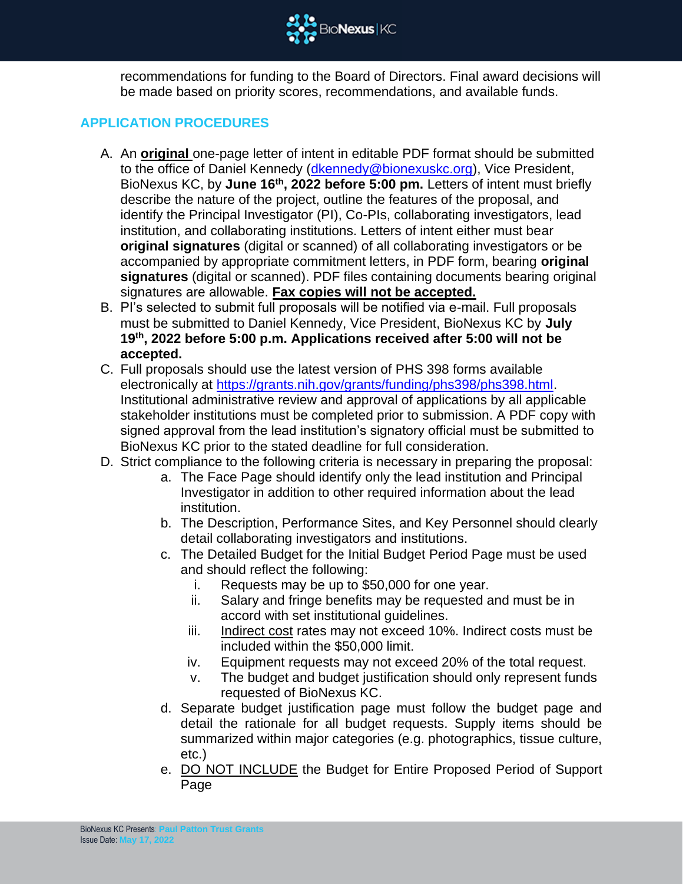recommendations for funding to the Board of Directors. Final award decisions will be made based on priority scores, recommendations, and available funds.

## APPLICATION PROCEDURES

A. An **<u>original</u>** one-page letter of intent in editable PDF format should be submitted to the office of Daniel Kennedy (dkennedy@bionexuskc.org), Vice President, BioNexus KC, by **June 16th, 2022 before 5:00 pm.** Letters of intent must briefly describe the nature of the project, outline the features of the proposal, and identify the Principal Investigator (PI), Co-PIs, collaborating investigators, lead institution, and collaborating institutions. Letters of intent either must bear **original signatures** (digital or scanned) of all collaborating investigators or be accompanied by appropriate commitment letters, in PDF form, bearing **original signatures** (digital or scanned). PDF files containing documents bearing original signatures are allowable. **<u>Fax copies will not be accepted.</u>**

B. PI's selected to submit full proposals will be notified via e-mail. Full proposals must be submitted to Daniel Kennedy, Vice President, BioNexus KC by **July 19th, 2022 before 5:00 p.m. Applications received after 5:00 will not be accepted.**

C. Full proposals should use the latest version of PHS 398 forms available electronically at https://grants.nih.gov/grants/funding/phs398/phs398.html. Institutional administrative review and approval of applications by all applicable stakeholder institutions must be completed prior to submission. A PDF copy with signed approval from the lead institution's signatory official must be submitted to BioNexus KC prior to the stated deadline for full consideration.

D. Strict compliance to the following criteria is necessary in preparing the proposal:
   a. The Face Page should identify only the lead institution and Principal Investigator in addition to other required information about the lead institution.
   b. The Description, Performance Sites, and Key Personnel should clearly detail collaborating investigators and institutions.
   c. The Detailed Budget for the Initial Budget Period Page must be used and should reflect the following:
      i. Requests may be up to $50,000 for one year.
      ii. Salary and fringe benefits may be requested and must be in accord with set institutional guidelines.
      iii. <u>Indirect cost</u> rates may not exceed 10%. Indirect costs must be included within the $50,000 limit.
      iv. Equipment requests may not exceed 20% of the total request.
      v. The budget and budget justification should only represent funds requested of BioNexus KC.
   d. Separate budget justification page must follow the budget page and detail the rationale for all budget requests. Supply items should be summarized within major categories (e.g. photographics, tissue culture, etc.)
   e. <u>DO NOT INCLUDE</u> the Budget for Entire Proposed Period of Support Page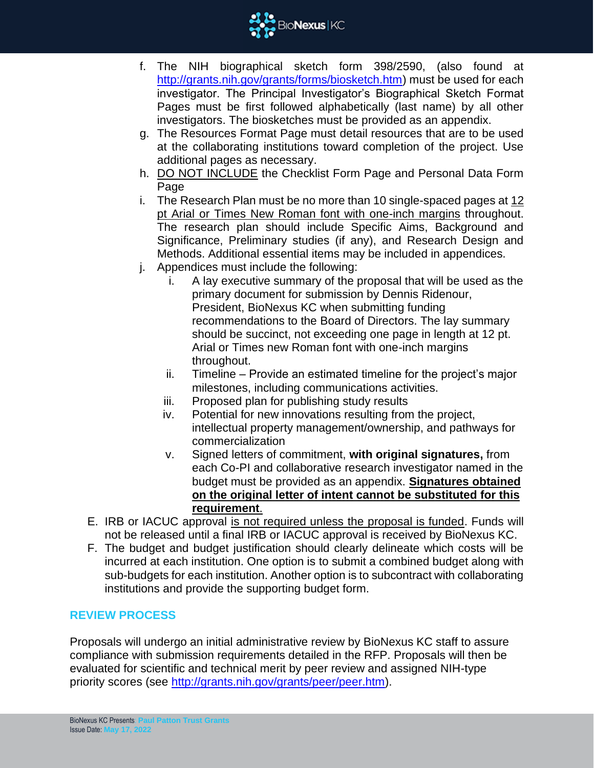f. The NIH biographical sketch form 398/2590, (also found at http://grants.nih.gov/grants/forms/biosketch.htm) must be used for each investigator. The Principal Investigator's Biographical Sketch Format Pages must be first followed alphabetically (last name) by all other investigators. The biosketches must be provided as an appendix.

g. The Resources Format Page must detail resources that are to be used at the collaborating institutions toward completion of the project. Use additional pages as necessary.

h. DO NOT INCLUDE the Checklist Form Page and Personal Data Form Page

i. The Research Plan must be no more than 10 single-spaced pages at 12 pt Arial or Times New Roman font with one-inch margins throughout. The research plan should include Specific Aims, Background and Significance, Preliminary studies (if any), and Research Design and Methods. Additional essential items may be included in appendices.

j. Appendices must include the following:

   i. A lay executive summary of the proposal that will be used as the primary document for submission by Dennis Ridenour, President, BioNexus KC when submitting funding recommendations to the Board of Directors. The lay summary should be succinct, not exceeding one page in length at 12 pt. Arial or Times new Roman font with one-inch margins throughout.

   ii. Timeline – Provide an estimated timeline for the project's major milestones, including communications activities.

   iii. Proposed plan for publishing study results

   iv. Potential for new innovations resulting from the project, intellectual property management/ownership, and pathways for commercialization

   v. Signed letters of commitment, **with original signatures,** from each Co-PI and collaborative research investigator named in the budget must be provided as an appendix. **Signatures obtained on the original letter of intent cannot be substituted for this requirement**.

E. IRB or IACUC approval is not required unless the proposal is funded. Funds will not be released until a final IRB or IACUC approval is received by BioNexus KC.

F. The budget and budget justification should clearly delineate which costs will be incurred at each institution. One option is to submit a combined budget along with sub-budgets for each institution. Another option is to subcontract with collaborating institutions and provide the supporting budget form.

## REVIEW PROCESS

Proposals will undergo an initial administrative review by BioNexus KC staff to assure compliance with submission requirements detailed in the RFP. Proposals will then be evaluated for scientific and technical merit by peer review and assigned NIH-type priority scores (see http://grants.nih.gov/grants/peer/peer.htm).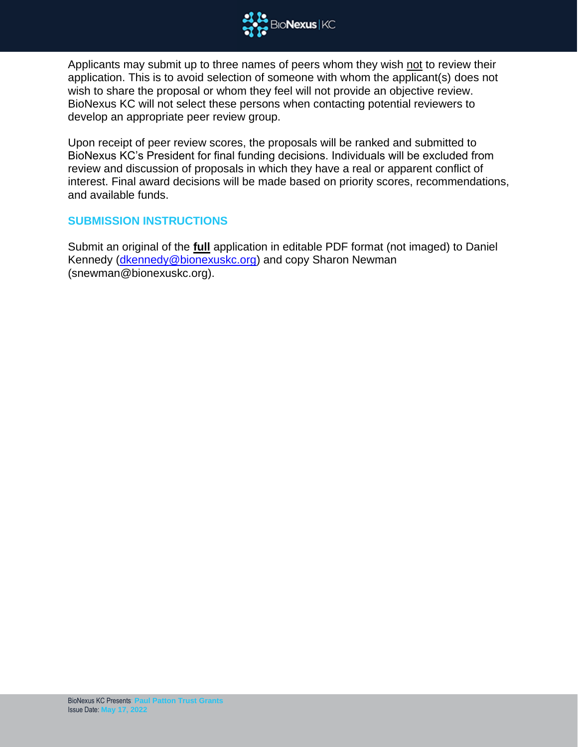Applicants may submit up to three names of peers whom they wish not to review their application. This is to avoid selection of someone with whom the applicant(s) does not wish to share the proposal or whom they feel will not provide an objective review. BioNexus KC will not select these persons when contacting potential reviewers to develop an appropriate peer review group.

Upon receipt of peer review scores, the proposals will be ranked and submitted to BioNexus KC's President for final funding decisions. Individuals will be excluded from review and discussion of proposals in which they have a real or apparent conflict of interest. Final award decisions will be made based on priority scores, recommendations, and available funds.

## SUBMISSION INSTRUCTIONS

Submit an original of the **full** application in editable PDF format (not imaged) to Daniel Kennedy (dkennedy@bionexuskc.org) and copy Sharon Newman (snewman@bionexuskc.org).